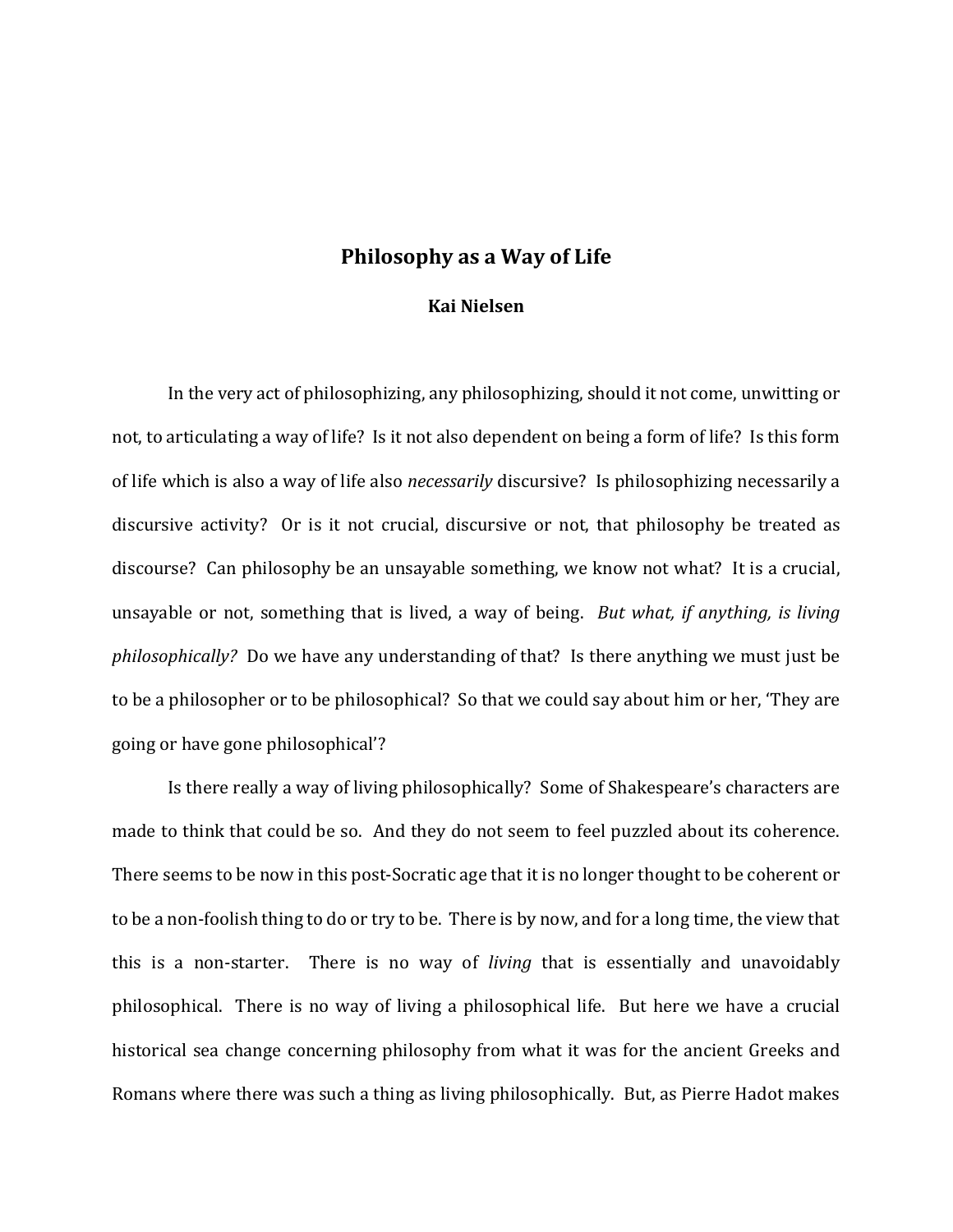# Philosophy as a Way of Life

**Kai Nielsen**

In the very act of philosophizing, any philosophizing, should it not come, unwitting or not, to articulating a way of life? Is it not also dependent on being a form of life? Is this form of life which is also a way of life also *necessarily* discursive? Is philosophizing necessarily a discursive activity? Or is it not crucial, discursive or not, that philosophy be treated as discourse? Can philosophy be an unsayable something, we know not what? It is a crucial, unsayable or not, something that is lived, a way of being. *But what, if anything, is living philosophically?* Do we have any understanding of that? Is there anything we must just be to be a philosopher or to be philosophical? So that we could say about him or her, 'They are going or have gone philosophical'?

Is there really a way of living philosophically? Some of Shakespeare's characters are made to think that could be so. And they do not seem to feel puzzled about its coherence. There seems to be now in this post-Socratic age that it is no longer thought to be coherent or to be a non-foolish thing to do or try to be. There is by now, and for a long time, the view that this is a non-starter. There is no way of *living* that is essentially and unavoidably philosophical. There is no way of living a philosophical life. But here we have a crucial historical sea change concerning philosophy from what it was for the ancient Greeks and Romans where there was such a thing as living philosophically. But, as Pierre Hadot makes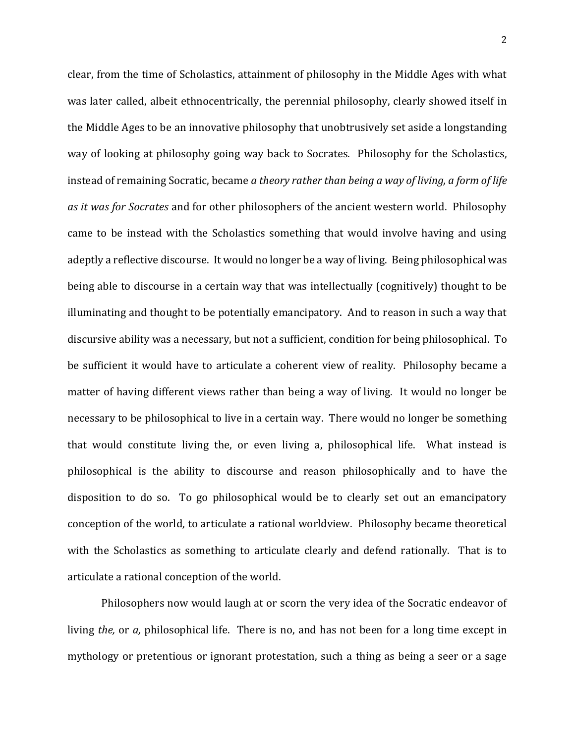clear, from the time of Scholastics, attainment of philosophy in the Middle Ages with what was later called, albeit ethnocentrically, the perennial philosophy, clearly showed itself in the Middle Ages to be an innovative philosophy that unobtrusively set aside a longstanding way of looking at philosophy going way back to Socrates. Philosophy for the Scholastics, instead of remaining Socratic, became *a theory rather than being a way of living, a form of life as it was for Socrates* and for other philosophers of the ancient western world. Philosophy came to be instead with the Scholastics something that would involve having and using adeptly a reflective discourse. It would no longer be a way of living. Being philosophical was being able to discourse in a certain way that was intellectually (cognitively) thought to be illuminating and thought to be potentially emancipatory. And to reason in such a way that discursive ability was a necessary, but not a sufficient, condition for being philosophical. To be sufficient it would have to articulate a coherent view of reality. Philosophy became a matter of having different views rather than being a way of living. It would no longer be necessary to be philosophical to live in a certain way. There would no longer be something that would constitute living the, or even living a, philosophical life. What instead is philosophical is the ability to discourse and reason philosophically and to have the disposition to do so. To go philosophical would be to clearly set out an emancipatory conception of the world, to articulate a rational worldview. Philosophy became theoretical with the Scholastics as something to articulate clearly and defend rationally. That is to articulate a rational conception of the world.

Philosophers now would laugh at or scorn the very idea of the Socratic endeavor of living *the,* or *a,* philosophical life. There is no, and has not been for a long time except in mythology or pretentious or ignorant protestation, such a thing as being a seer or a sage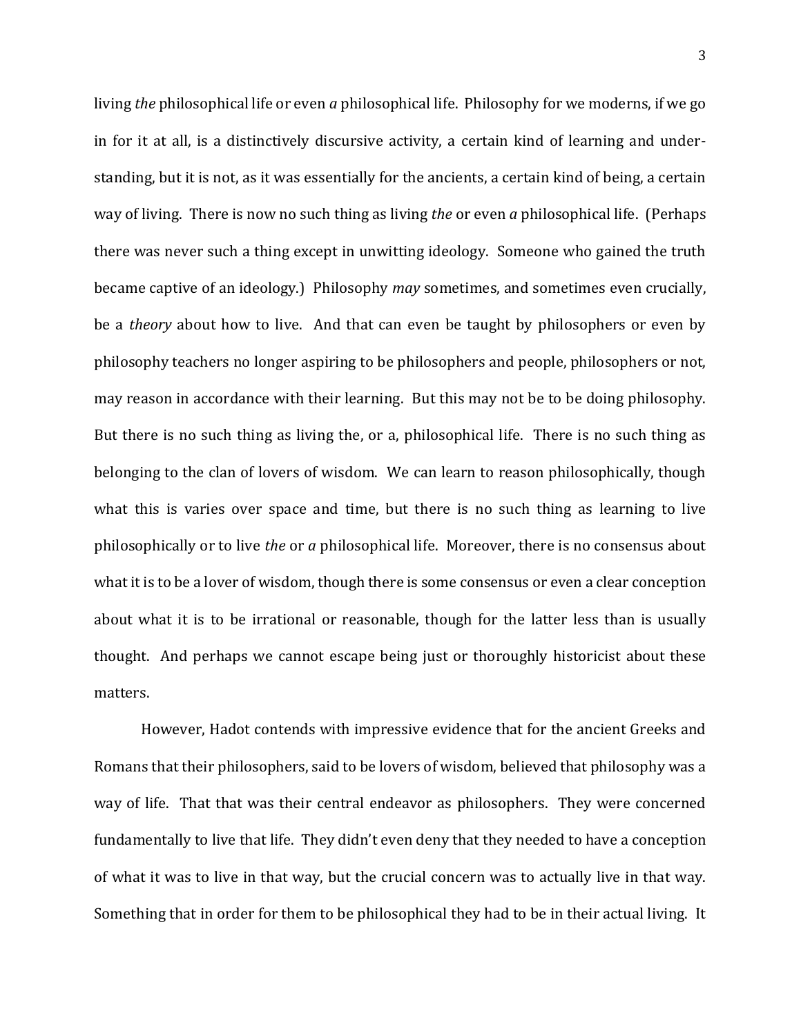living *the* philosophical life or even *a* philosophical life. Philosophy for we moderns, if we go in for it at all, is a distinctively discursive activity, a certain kind of learning and understanding, but it is not, as it was essentially for the ancients, a certain kind of being, a certain way of living. There is now no such thing as living *the* or even *a* philosophical life. (Perhaps there was never such a thing except in unwitting ideology. Someone who gained the truth became captive of an ideology.) Philosophy *may* sometimes, and sometimes even crucially, be a *theory* about how to live. And that can even be taught by philosophers or even by philosophy teachers no longer aspiring to be philosophers and people, philosophers or not, may reason in accordance with their learning. But this may not be to be doing philosophy. But there is no such thing as living the, or a, philosophical life. There is no such thing as belonging to the clan of lovers of wisdom. We can learn to reason philosophically, though what this is varies over space and time, but there is no such thing as learning to live philosophically or to live *the* or *a* philosophical life. Moreover, there is no consensus about what it is to be a lover of wisdom, though there is some consensus or even a clear conception about what it is to be irrational or reasonable, though for the latter less than is usually thought. And perhaps we cannot escape being just or thoroughly historicist about these matters.

However, Hadot contends with impressive evidence that for the ancient Greeks and Romans that their philosophers, said to be lovers of wisdom, believed that philosophy was a way of life. That that was their central endeavor as philosophers. They were concerned fundamentally to live that life. They didn't even deny that they needed to have a conception of what it was to live in that way, but the crucial concern was to actually live in that way. Something that in order for them to be philosophical they had to be in their actual living. It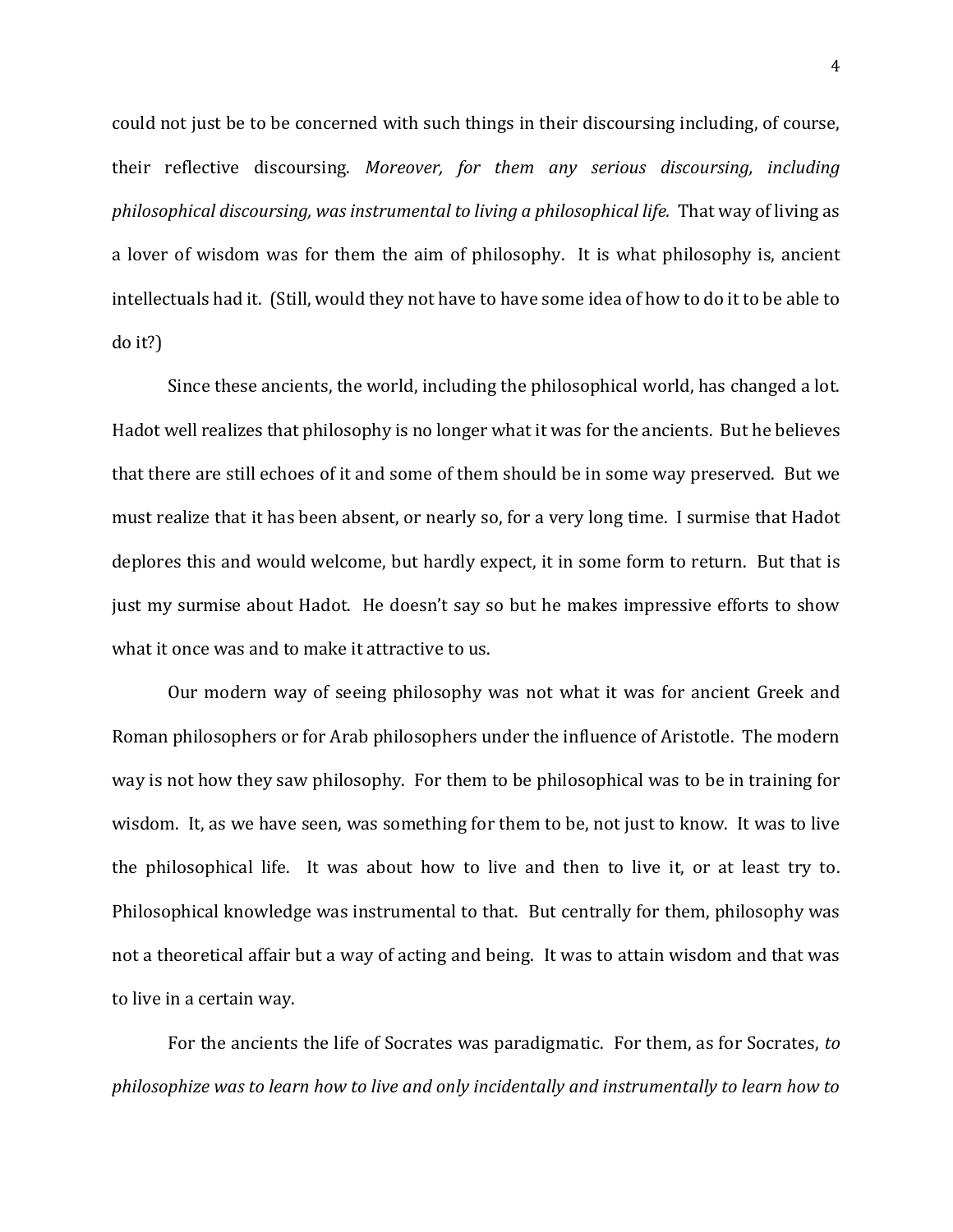could not just be to be concerned with such things in their discoursing including, of course, their reflective discoursing. *Moreover, for them any serious discoursing, including philosophical discoursing, was instrumental to living a philosophical life.* That way of living as a lover of wisdom was for them the aim of philosophy. It is what philosophy is, ancient intellectuals had it. (Still, would they not have to have some idea of how to do it to be able to do it?)

Since these ancients, the world, including the philosophical world, has changed a lot. Hadot well realizes that philosophy is no longer what it was for the ancients. But he believes that there are still echoes of it and some of them should be in some way preserved. But we must realize that it has been absent, or nearly so, for a very long time. I surmise that Hadot deplores this and would welcome, but hardly expect, it in some form to return. But that is just my surmise about Hadot. He doesn't say so but he makes impressive efforts to show what it once was and to make it attractive to us.

Our modern way of seeing philosophy was not what it was for ancient Greek and Roman philosophers or for Arab philosophers under the influence of Aristotle. The modern way is not how they saw philosophy. For them to be philosophical was to be in training for wisdom. It, as we have seen, was something for them to be, not just to know. It was to live the philosophical life. It was about how to live and then to live it, or at least try to. Philosophical knowledge was instrumental to that. But centrally for them, philosophy was not a theoretical affair but a way of acting and being. It was to attain wisdom and that was to live in a certain way.

For the ancients the life of Socrates was paradigmatic. For them, as for Socrates, *to philosophize was to learn how to live and only incidentally and instrumentally to learn how to*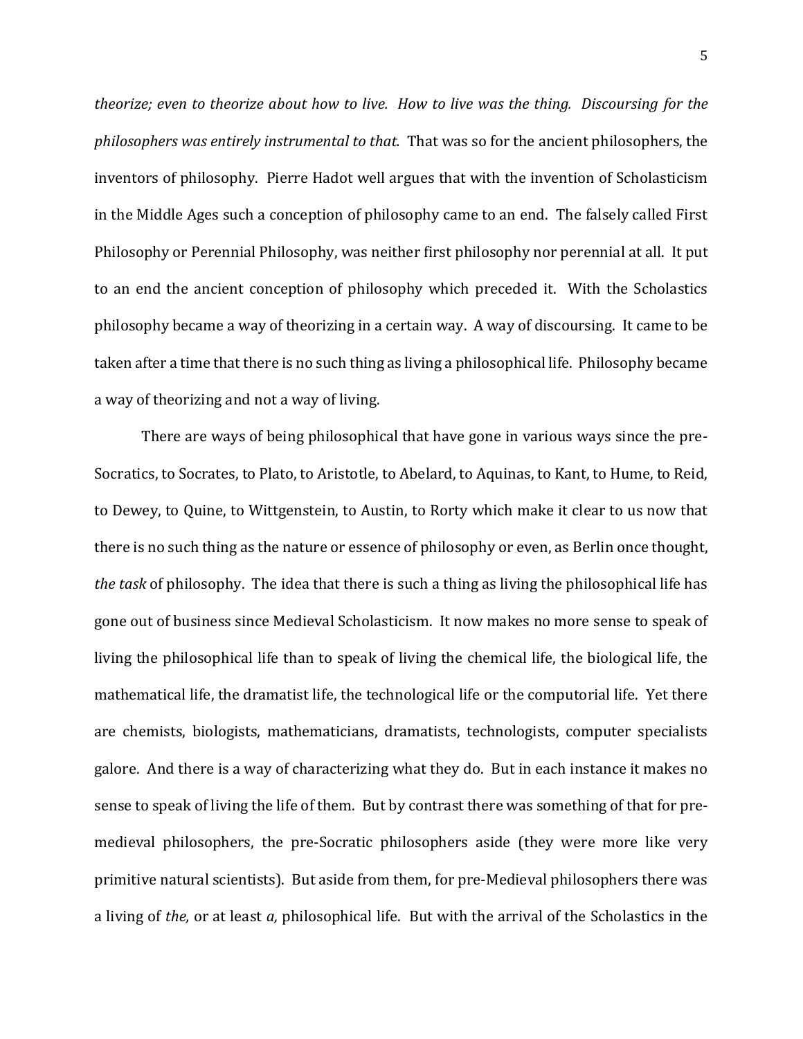*theorize; even to theorize about how to live. How to live was the thing. Discoursing for the philosophers was entirely instrumental to that.* That was so for the ancient philosophers, the inventors of philosophy. Pierre Hadot well argues that with the invention of Scholasticism in the Middle Ages such a conception of philosophy came to an end. The falsely called First Philosophy or Perennial Philosophy, was neither first philosophy nor perennial at all. It put to an end the ancient conception of philosophy which preceded it. With the Scholastics philosophy became a way of theorizing in a certain way. A way of discoursing. It came to be taken after a time that there is no such thing as living a philosophical life. Philosophy became a way of theorizing and not a way of living.

There are ways of being philosophical that have gone in various ways since the pre-Socratics, to Socrates, to Plato, to Aristotle, to Abelard, to Aquinas, to Kant, to Hume, to Reid, to Dewey, to Quine, to Wittgenstein, to Austin, to Rorty which make it clear to us now that there is no such thing as the nature or essence of philosophy or even, as Berlin once thought, *the task* of philosophy. The idea that there is such a thing as living the philosophical life has gone out of business since Medieval Scholasticism. It now makes no more sense to speak of living the philosophical life than to speak of living the chemical life, the biological life, the mathematical life, the dramatist life, the technological life or the computorial life. Yet there are chemists, biologists, mathematicians, dramatists, technologists, computer specialists galore. And there is a way of characterizing what they do. But in each instance it makes no sense to speak of living the life of them. But by contrast there was something of that for pre-medieval philosophers, the pre-Socratic philosophers aside (they were more like very primitive natural scientists). But aside from them, for pre-Medieval philosophers there was a living of *the,* or at least *a,* philosophical life. But with the arrival of the Scholastics in the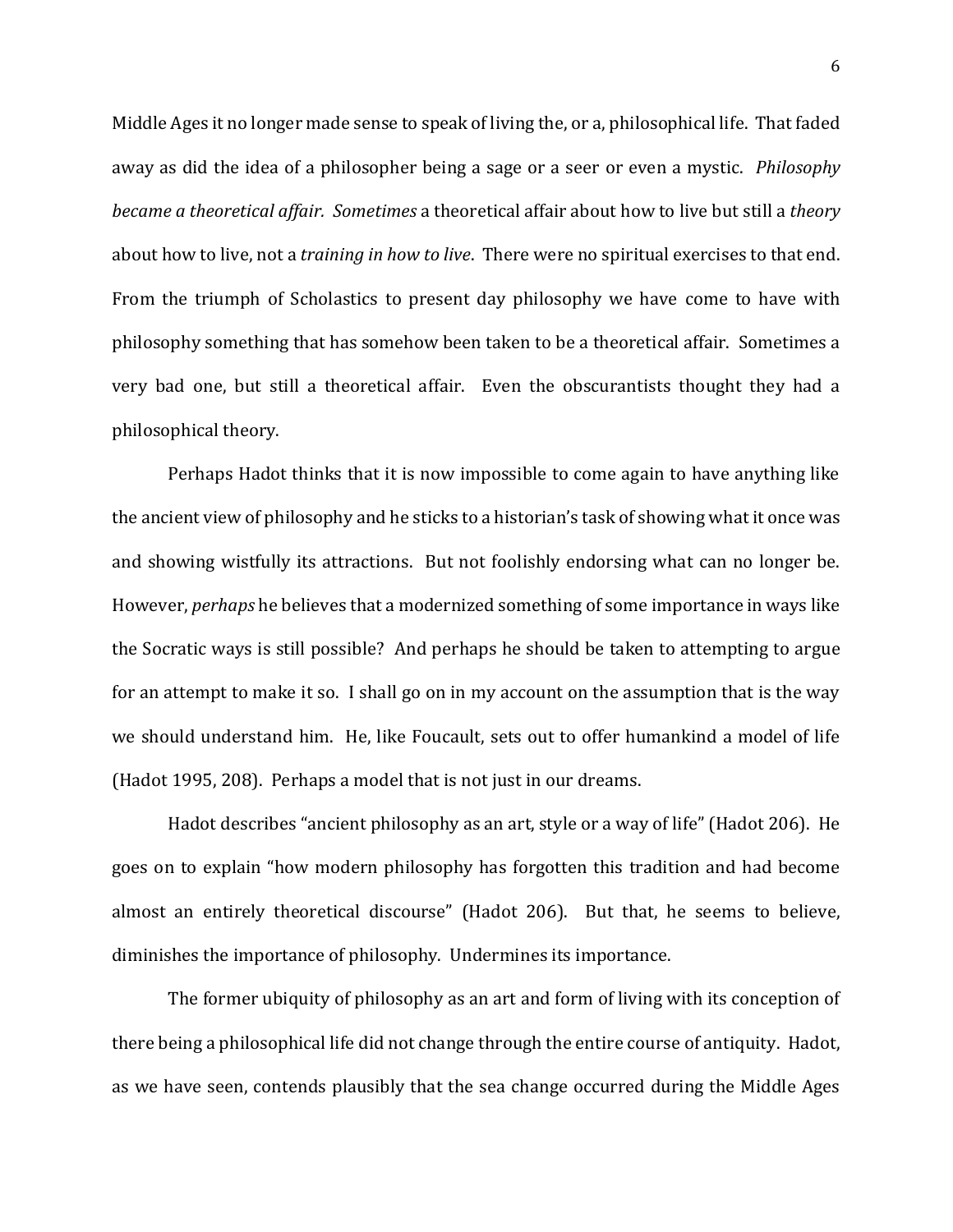Middle Ages it no longer made sense to speak of living the, or a, philosophical life. That faded away as did the idea of a philosopher being a sage or a seer or even a mystic. *Philosophy became a theoretical affair. Sometimes* a theoretical affair about how to live but still a *theory* about how to live, not a *training in how to live*. There were no spiritual exercises to that end. From the triumph of Scholastics to present day philosophy we have come to have with philosophy something that has somehow been taken to be a theoretical affair. Sometimes a very bad one, but still a theoretical affair. Even the obscurantists thought they had a philosophical theory.

Perhaps Hadot thinks that it is now impossible to come again to have anything like the ancient view of philosophy and he sticks to a historian's task of showing what it once was and showing wistfully its attractions. But not foolishly endorsing what can no longer be. However, *perhaps* he believes that a modernized something of some importance in ways like the Socratic ways is still possible? And perhaps he should be taken to attempting to argue for an attempt to make it so. I shall go on in my account on the assumption that is the way we should understand him. He, like Foucault, sets out to offer humankind a model of life (Hadot 1995, 208). Perhaps a model that is not just in our dreams.

Hadot describes "ancient philosophy as an art, style or a way of life" (Hadot 206). He goes on to explain "how modern philosophy has forgotten this tradition and had become almost an entirely theoretical discourse" (Hadot 206). But that, he seems to believe, diminishes the importance of philosophy. Undermines its importance.

The former ubiquity of philosophy as an art and form of living with its conception of there being a philosophical life did not change through the entire course of antiquity. Hadot, as we have seen, contends plausibly that the sea change occurred during the Middle Ages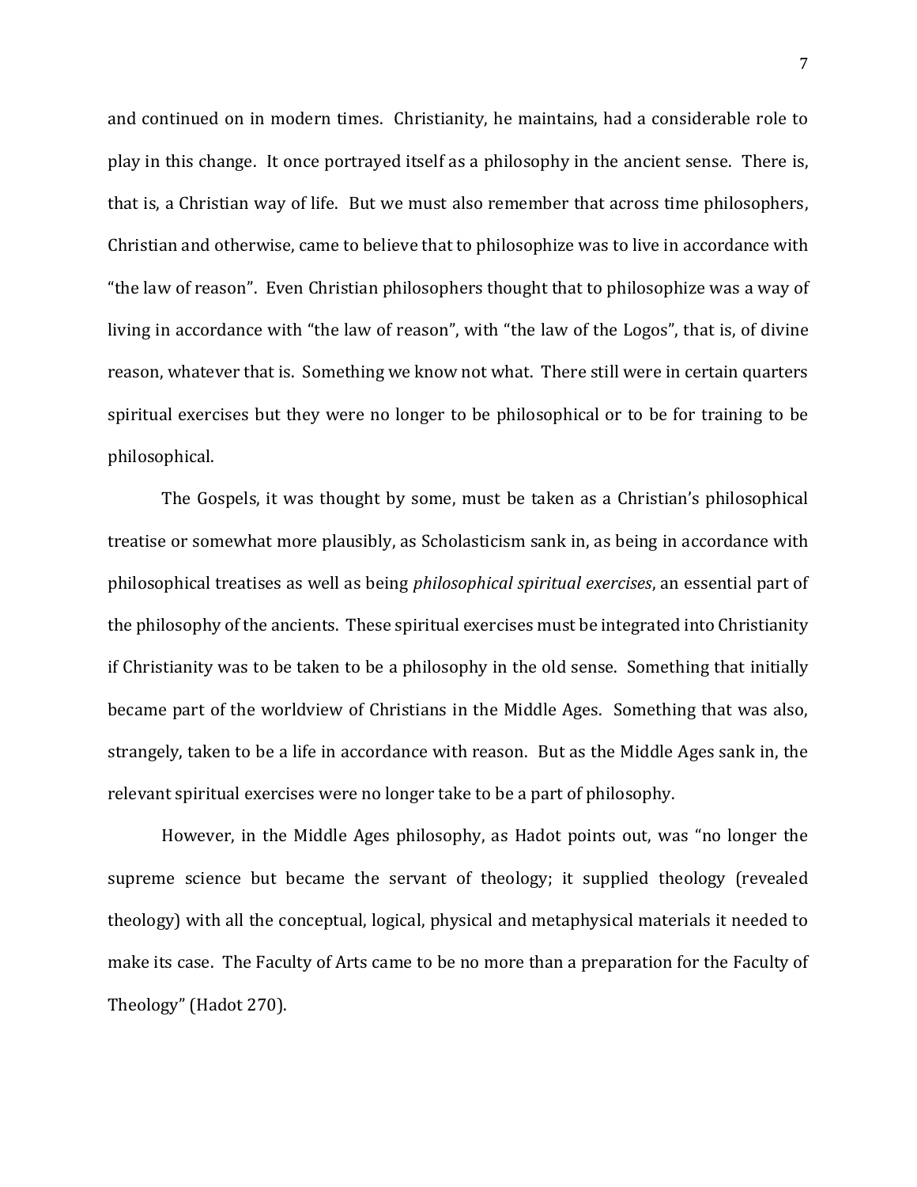and continued on in modern times. Christianity, he maintains, had a considerable role to play in this change. It once portrayed itself as a philosophy in the ancient sense. There is, that is, a Christian way of life. But we must also remember that across time philosophers, Christian and otherwise, came to believe that to philosophize was to live in accordance with "the law of reason". Even Christian philosophers thought that to philosophize was a way of living in accordance with "the law of reason", with "the law of the Logos", that is, of divine reason, whatever that is. Something we know not what. There still were in certain quarters spiritual exercises but they were no longer to be philosophical or to be for training to be philosophical.

The Gospels, it was thought by some, must be taken as a Christian's philosophical treatise or somewhat more plausibly, as Scholasticism sank in, as being in accordance with philosophical treatises as well as being *philosophical spiritual exercises*, an essential part of the philosophy of the ancients. These spiritual exercises must be integrated into Christianity if Christianity was to be taken to be a philosophy in the old sense. Something that initially became part of the worldview of Christians in the Middle Ages. Something that was also, strangely, taken to be a life in accordance with reason. But as the Middle Ages sank in, the relevant spiritual exercises were no longer take to be a part of philosophy.

However, in the Middle Ages philosophy, as Hadot points out, was "no longer the supreme science but became the servant of theology; it supplied theology (revealed theology) with all the conceptual, logical, physical and metaphysical materials it needed to make its case. The Faculty of Arts came to be no more than a preparation for the Faculty of Theology" (Hadot 270).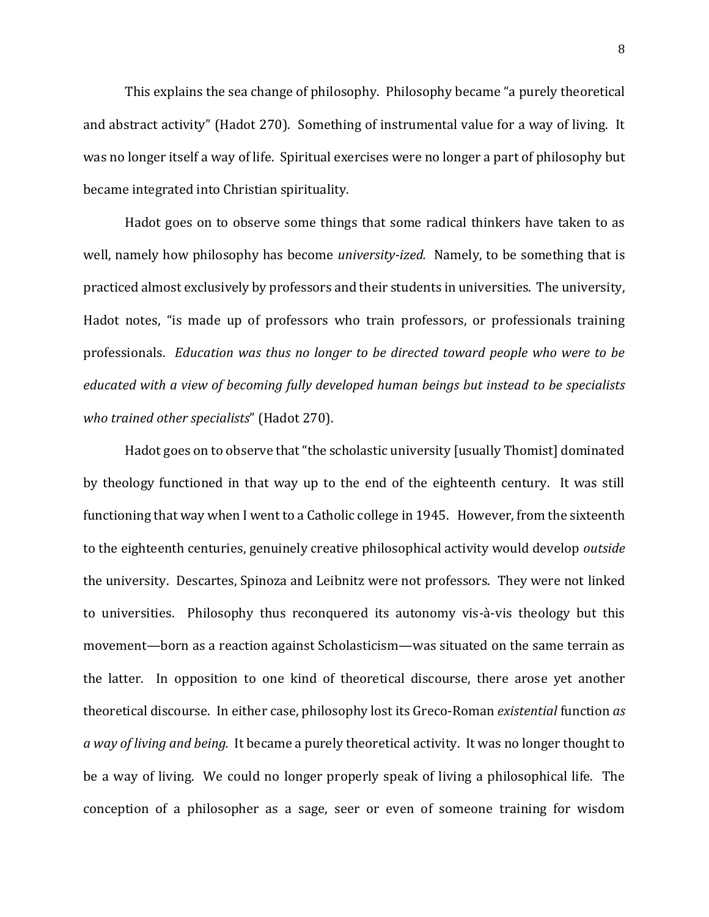This explains the sea change of philosophy. Philosophy became "a purely theoretical and abstract activity" (Hadot 270). Something of instrumental value for a way of living. It was no longer itself a way of life. Spiritual exercises were no longer a part of philosophy but became integrated into Christian spirituality.

Hadot goes on to observe some things that some radical thinkers have taken to as well, namely how philosophy has become *university-ized.* Namely, to be something that is practiced almost exclusively by professors and their students in universities. The university, Hadot notes, "is made up of professors who train professors, or professionals training professionals. *Education was thus no longer to be directed toward people who were to be educated with a view of becoming fully developed human beings but instead to be specialists who trained other specialists*" (Hadot 270).

Hadot goes on to observe that "the scholastic university [usually Thomist] dominated by theology functioned in that way up to the end of the eighteenth century. It was still functioning that way when I went to a Catholic college in 1945. However, from the sixteenth to the eighteenth centuries, genuinely creative philosophical activity would develop *outside* the university. Descartes, Spinoza and Leibnitz were not professors. They were not linked to universities. Philosophy thus reconquered its autonomy vis-à-vis theology but this movement—born as a reaction against Scholasticism—was situated on the same terrain as the latter. In opposition to one kind of theoretical discourse, there arose yet another theoretical discourse. In either case, philosophy lost its Greco-Roman *existential* function *as a way of living and being.* It became a purely theoretical activity. It was no longer thought to be a way of living. We could no longer properly speak of living a philosophical life. The conception of a philosopher as a sage, seer or even of someone training for wisdom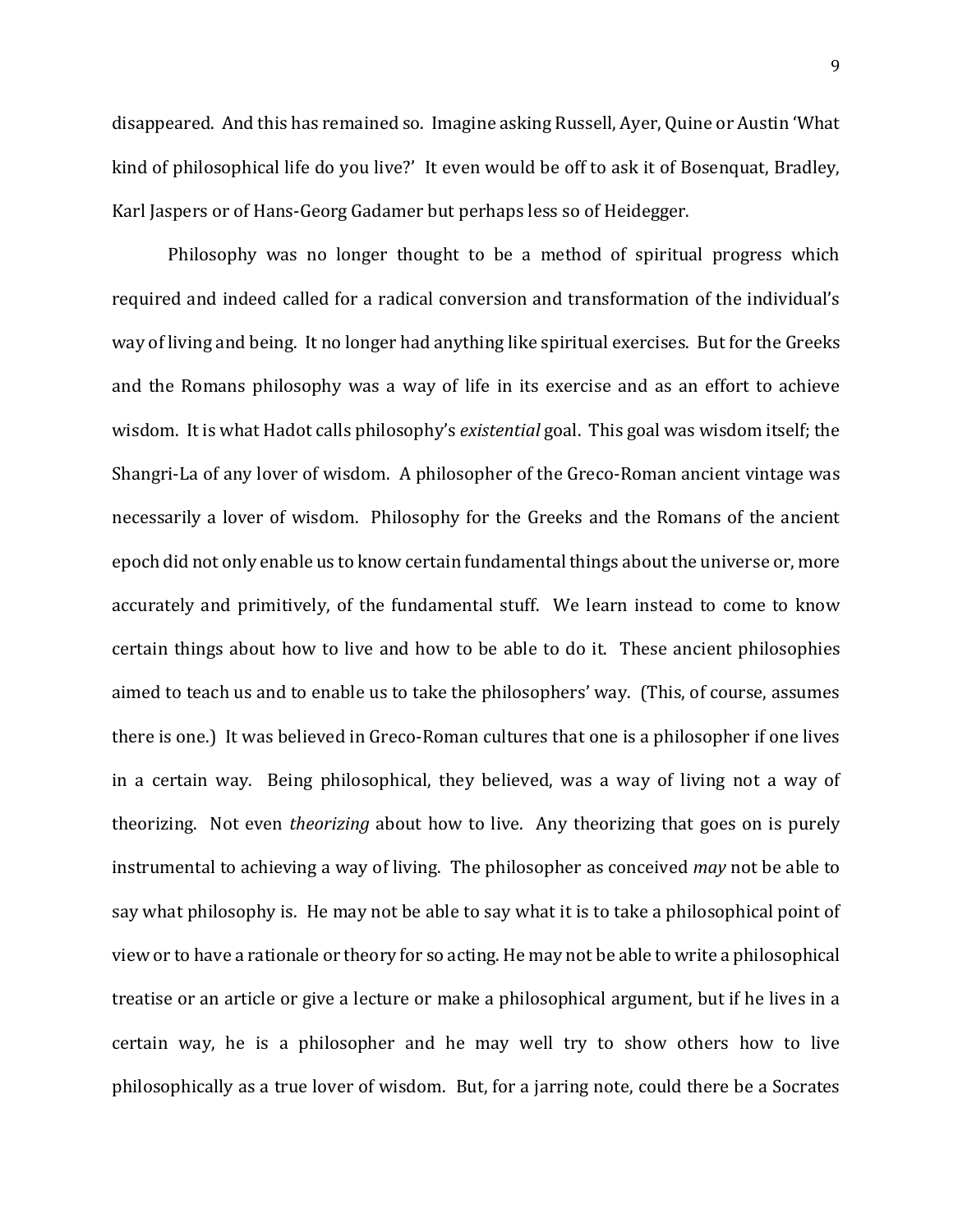disappeared. And this has remained so. Imagine asking Russell, Ayer, Quine or Austin 'What kind of philosophical life do you live?' It even would be off to ask it of Bosenquat, Bradley, Karl Jaspers or of Hans-Georg Gadamer but perhaps less so of Heidegger.

Philosophy was no longer thought to be a method of spiritual progress which required and indeed called for a radical conversion and transformation of the individual's way of living and being. It no longer had anything like spiritual exercises. But for the Greeks and the Romans philosophy was a way of life in its exercise and as an effort to achieve wisdom. It is what Hadot calls philosophy's *existential* goal. This goal was wisdom itself; the Shangri-La of any lover of wisdom. A philosopher of the Greco-Roman ancient vintage was necessarily a lover of wisdom. Philosophy for the Greeks and the Romans of the ancient epoch did not only enable us to know certain fundamental things about the universe or, more accurately and primitively, of the fundamental stuff. We learn instead to come to know certain things about how to live and how to be able to do it. These ancient philosophies aimed to teach us and to enable us to take the philosophers' way. (This, of course, assumes there is one.) It was believed in Greco-Roman cultures that one is a philosopher if one lives in a certain way. Being philosophical, they believed, was a way of living not a way of theorizing. Not even *theorizing* about how to live. Any theorizing that goes on is purely instrumental to achieving a way of living. The philosopher as conceived *may* not be able to say what philosophy is. He may not be able to say what it is to take a philosophical point of view or to have a rationale or theory for so acting. He may not be able to write a philosophical treatise or an article or give a lecture or make a philosophical argument, but if he lives in a certain way, he is a philosopher and he may well try to show others how to live philosophically as a true lover of wisdom. But, for a jarring note, could there be a Socrates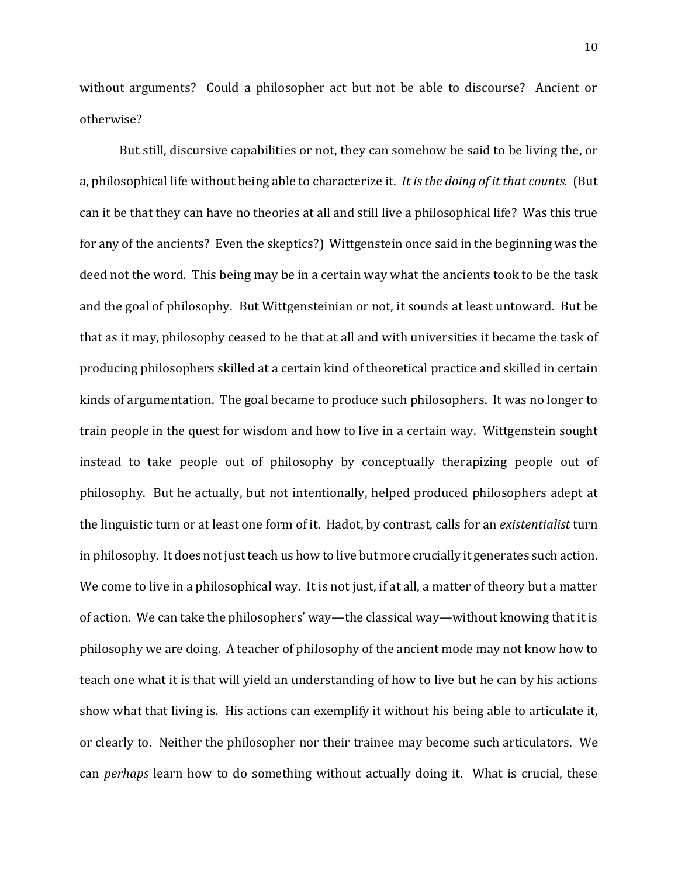without arguments? Could a philosopher act but not be able to discourse? Ancient or otherwise?

But still, discursive capabilities or not, they can somehow be said to be living the, or a, philosophical life without being able to characterize it. *It is the doing of it that counts.* (But can it be that they can have no theories at all and still live a philosophical life? Was this true for any of the ancients? Even the skeptics?) Wittgenstein once said in the beginning was the deed not the word. This being may be in a certain way what the ancients took to be the task and the goal of philosophy. But Wittgensteinian or not, it sounds at least untoward. But be that as it may, philosophy ceased to be that at all and with universities it became the task of producing philosophers skilled at a certain kind of theoretical practice and skilled in certain kinds of argumentation. The goal became to produce such philosophers. It was no longer to train people in the quest for wisdom and how to live in a certain way. Wittgenstein sought instead to take people out of philosophy by conceptually therapizing people out of philosophy. But he actually, but not intentionally, helped produced philosophers adept at the linguistic turn or at least one form of it. Hadot, by contrast, calls for an *existentialist* turn in philosophy. It does not just teach us how to live but more crucially it generates such action. We come to live in a philosophical way. It is not just, if at all, a matter of theory but a matter of action. We can take the philosophers' way—the classical way—without knowing that it is philosophy we are doing. A teacher of philosophy of the ancient mode may not know how to teach one what it is that will yield an understanding of how to live but he can by his actions show what that living is. His actions can exemplify it without his being able to articulate it, or clearly to. Neither the philosopher nor their trainee may become such articulators. We can *perhaps* learn how to do something without actually doing it. What is crucial, these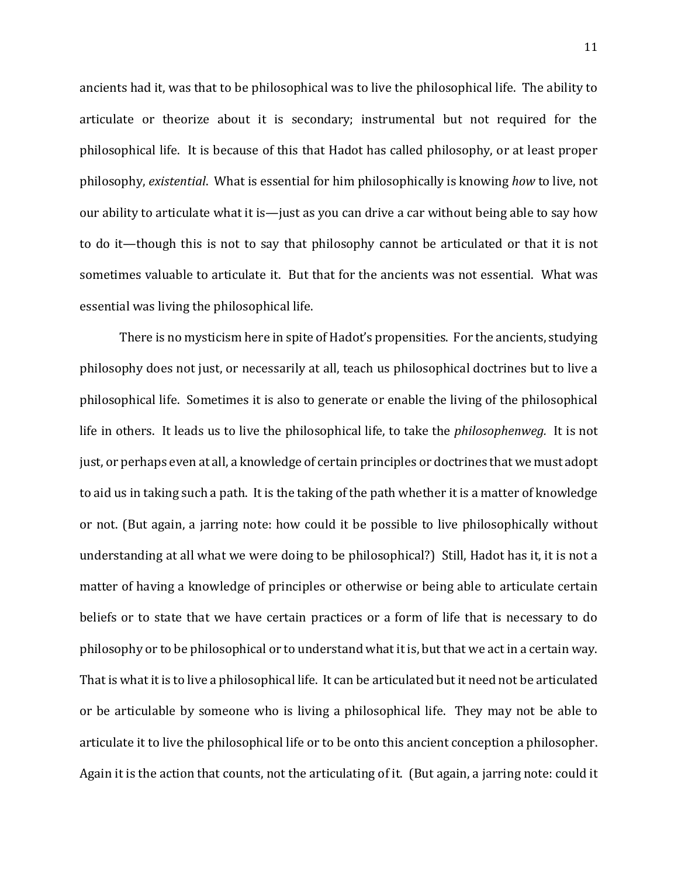ancients had it, was that to be philosophical was to live the philosophical life. The ability to articulate or theorize about it is secondary; instrumental but not required for the philosophical life. It is because of this that Hadot has called philosophy, or at least proper philosophy, *existential*. What is essential for him philosophically is knowing *how* to live, not our ability to articulate what it is—just as you can drive a car without being able to say how to do it—though this is not to say that philosophy cannot be articulated or that it is not sometimes valuable to articulate it. But that for the ancients was not essential. What was essential was living the philosophical life.

There is no mysticism here in spite of Hadot's propensities. For the ancients, studying philosophy does not just, or necessarily at all, teach us philosophical doctrines but to live a philosophical life. Sometimes it is also to generate or enable the living of the philosophical life in others. It leads us to live the philosophical life, to take the *philosophenweg.* It is not just, or perhaps even at all, a knowledge of certain principles or doctrines that we must adopt to aid us in taking such a path. It is the taking of the path whether it is a matter of knowledge or not. (But again, a jarring note: how could it be possible to live philosophically without understanding at all what we were doing to be philosophical?) Still, Hadot has it, it is not a matter of having a knowledge of principles or otherwise or being able to articulate certain beliefs or to state that we have certain practices or a form of life that is necessary to do philosophy or to be philosophical or to understand what it is, but that we act in a certain way. That is what it is to live a philosophical life. It can be articulated but it need not be articulated or be articulable by someone who is living a philosophical life. They may not be able to articulate it to live the philosophical life or to be onto this ancient conception a philosopher. Again it is the action that counts, not the articulating of it. (But again, a jarring note: could it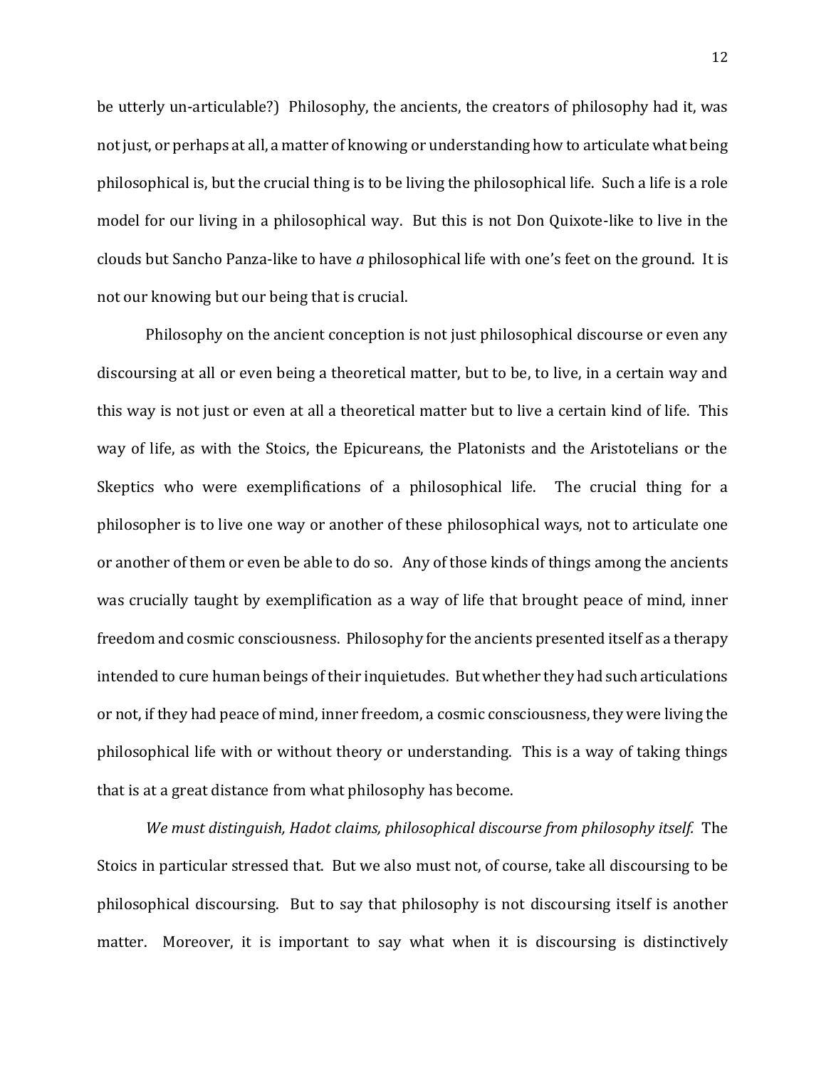be utterly un-articulable?) Philosophy, the ancients, the creators of philosophy had it, was not just, or perhaps at all, a matter of knowing or understanding how to articulate what being philosophical is, but the crucial thing is to be living the philosophical life. Such a life is a role model for our living in a philosophical way. But this is not Don Quixote-like to live in the clouds but Sancho Panza-like to have *a* philosophical life with one's feet on the ground. It is not our knowing but our being that is crucial.

Philosophy on the ancient conception is not just philosophical discourse or even any discoursing at all or even being a theoretical matter, but to be, to live, in a certain way and this way is not just or even at all a theoretical matter but to live a certain kind of life. This way of life, as with the Stoics, the Epicureans, the Platonists and the Aristotelians or the Skeptics who were exemplifications of a philosophical life. The crucial thing for a philosopher is to live one way or another of these philosophical ways, not to articulate one or another of them or even be able to do so. Any of those kinds of things among the ancients was crucially taught by exemplification as a way of life that brought peace of mind, inner freedom and cosmic consciousness. Philosophy for the ancients presented itself as a therapy intended to cure human beings of their inquietudes. But whether they had such articulations or not, if they had peace of mind, inner freedom, a cosmic consciousness, they were living the philosophical life with or without theory or understanding. This is a way of taking things that is at a great distance from what philosophy has become.

*We must distinguish, Hadot claims, philosophical discourse from philosophy itself.* The Stoics in particular stressed that. But we also must not, of course, take all discoursing to be philosophical discoursing. But to say that philosophy is not discoursing itself is another matter. Moreover, it is important to say what when it is discoursing is distinctively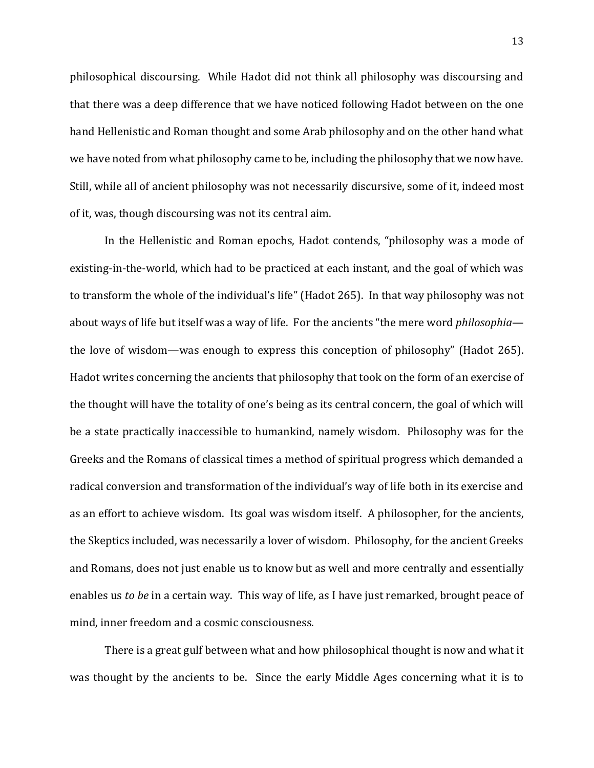philosophical discoursing. While Hadot did not think all philosophy was discoursing and that there was a deep difference that we have noticed following Hadot between on the one hand Hellenistic and Roman thought and some Arab philosophy and on the other hand what we have noted from what philosophy came to be, including the philosophy that we now have. Still, while all of ancient philosophy was not necessarily discursive, some of it, indeed most of it, was, though discoursing was not its central aim.

In the Hellenistic and Roman epochs, Hadot contends, "philosophy was a mode of existing-in-the-world, which had to be practiced at each instant, and the goal of which was to transform the whole of the individual's life" (Hadot 265). In that way philosophy was not about ways of life but itself was a way of life. For the ancients "the mere word *philosophia*—the love of wisdom—was enough to express this conception of philosophy" (Hadot 265). Hadot writes concerning the ancients that philosophy that took on the form of an exercise of the thought will have the totality of one's being as its central concern, the goal of which will be a state practically inaccessible to humankind, namely wisdom. Philosophy was for the Greeks and the Romans of classical times a method of spiritual progress which demanded a radical conversion and transformation of the individual's way of life both in its exercise and as an effort to achieve wisdom. Its goal was wisdom itself. A philosopher, for the ancients, the Skeptics included, was necessarily a lover of wisdom. Philosophy, for the ancient Greeks and Romans, does not just enable us to know but as well and more centrally and essentially enables us *to be* in a certain way. This way of life, as I have just remarked, brought peace of mind, inner freedom and a cosmic consciousness.

There is a great gulf between what and how philosophical thought is now and what it was thought by the ancients to be. Since the early Middle Ages concerning what it is to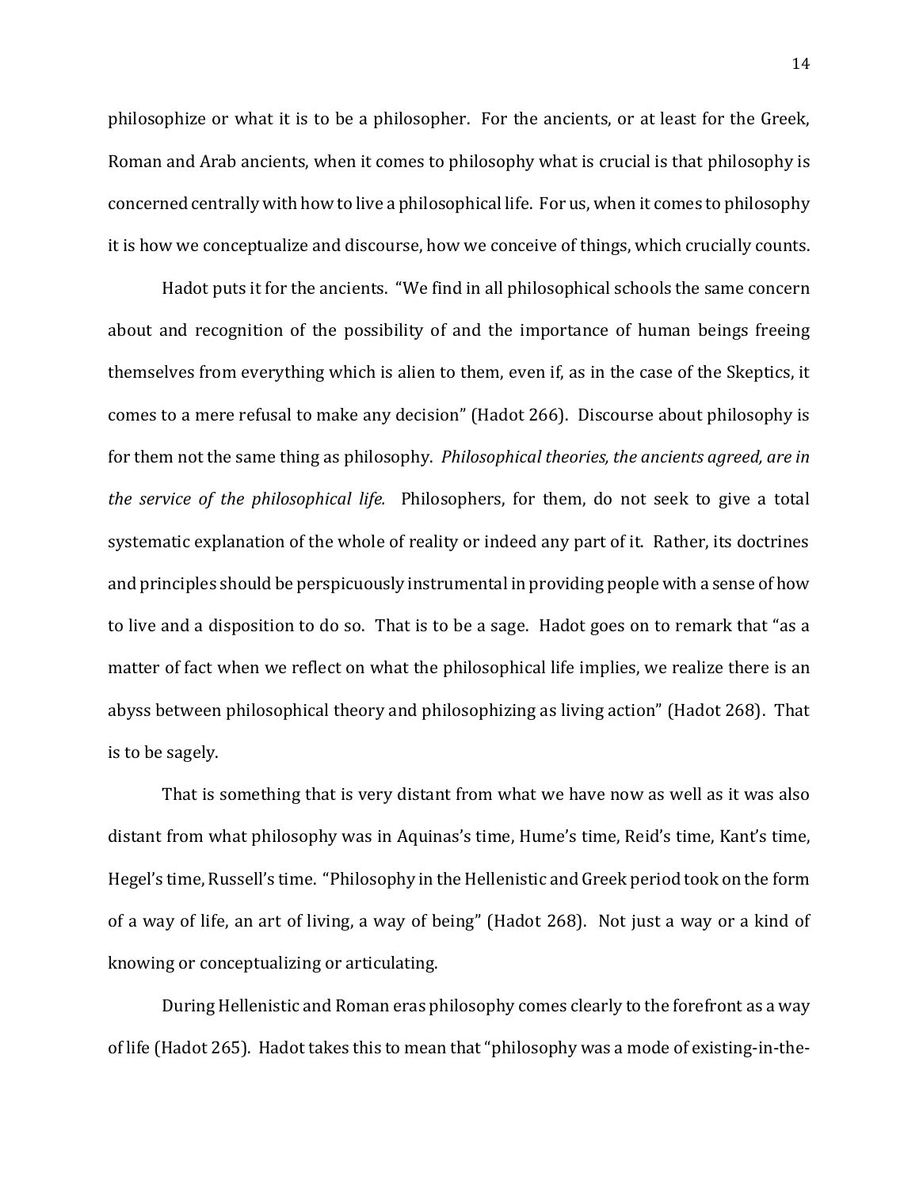philosophize or what it is to be a philosopher. For the ancients, or at least for the Greek, Roman and Arab ancients, when it comes to philosophy what is crucial is that philosophy is concerned centrally with how to live a philosophical life. For us, when it comes to philosophy it is how we conceptualize and discourse, how we conceive of things, which crucially counts.

Hadot puts it for the ancients. "We find in all philosophical schools the same concern about and recognition of the possibility of and the importance of human beings freeing themselves from everything which is alien to them, even if, as in the case of the Skeptics, it comes to a mere refusal to make any decision" (Hadot 266). Discourse about philosophy is for them not the same thing as philosophy. *Philosophical theories, the ancients agreed, are in the service of the philosophical life.* Philosophers, for them, do not seek to give a total systematic explanation of the whole of reality or indeed any part of it. Rather, its doctrines and principles should be perspicuously instrumental in providing people with a sense of how to live and a disposition to do so. That is to be a sage. Hadot goes on to remark that "as a matter of fact when we reflect on what the philosophical life implies, we realize there is an abyss between philosophical theory and philosophizing as living action" (Hadot 268). That is to be sagely.

That is something that is very distant from what we have now as well as it was also distant from what philosophy was in Aquinas's time, Hume's time, Reid's time, Kant's time, Hegel's time, Russell's time. "Philosophy in the Hellenistic and Greek period took on the form of a way of life, an art of living, a way of being" (Hadot 268). Not just a way or a kind of knowing or conceptualizing or articulating.

During Hellenistic and Roman eras philosophy comes clearly to the forefront as a way of life (Hadot 265). Hadot takes this to mean that "philosophy was a mode of existing-in-the-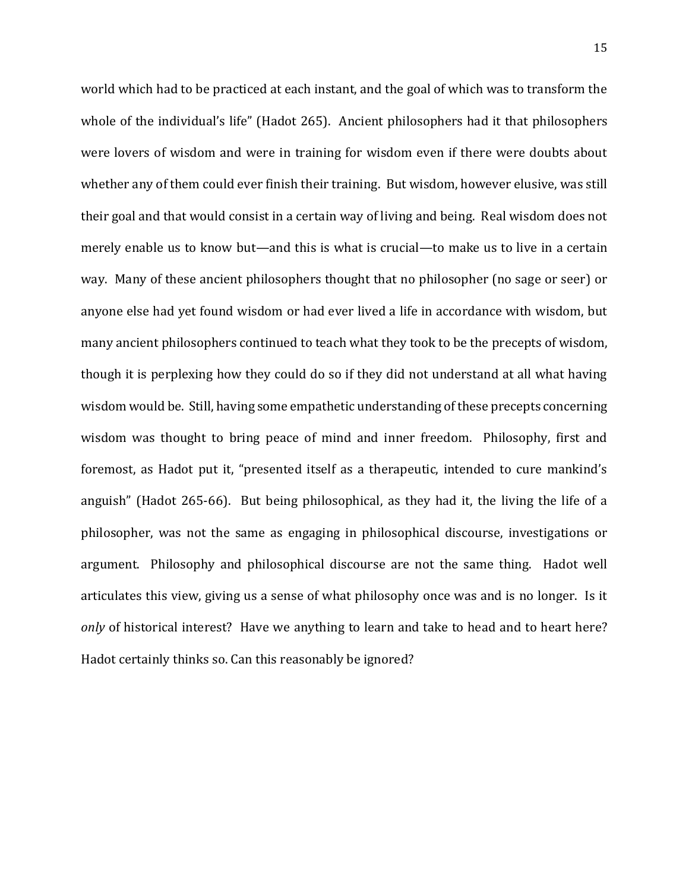world which had to be practiced at each instant, and the goal of which was to transform the whole of the individual's life" (Hadot 265). Ancient philosophers had it that philosophers were lovers of wisdom and were in training for wisdom even if there were doubts about whether any of them could ever finish their training. But wisdom, however elusive, was still their goal and that would consist in a certain way of living and being. Real wisdom does not merely enable us to know but—and this is what is crucial—to make us to live in a certain way. Many of these ancient philosophers thought that no philosopher (no sage or seer) or anyone else had yet found wisdom or had ever lived a life in accordance with wisdom, but many ancient philosophers continued to teach what they took to be the precepts of wisdom, though it is perplexing how they could do so if they did not understand at all what having wisdom would be. Still, having some empathetic understanding of these precepts concerning wisdom was thought to bring peace of mind and inner freedom. Philosophy, first and foremost, as Hadot put it, "presented itself as a therapeutic, intended to cure mankind's anguish" (Hadot 265-66). But being philosophical, as they had it, the living the life of a philosopher, was not the same as engaging in philosophical discourse, investigations or argument. Philosophy and philosophical discourse are not the same thing. Hadot well articulates this view, giving us a sense of what philosophy once was and is no longer. Is it *only* of historical interest? Have we anything to learn and take to head and to heart here? Hadot certainly thinks so. Can this reasonably be ignored?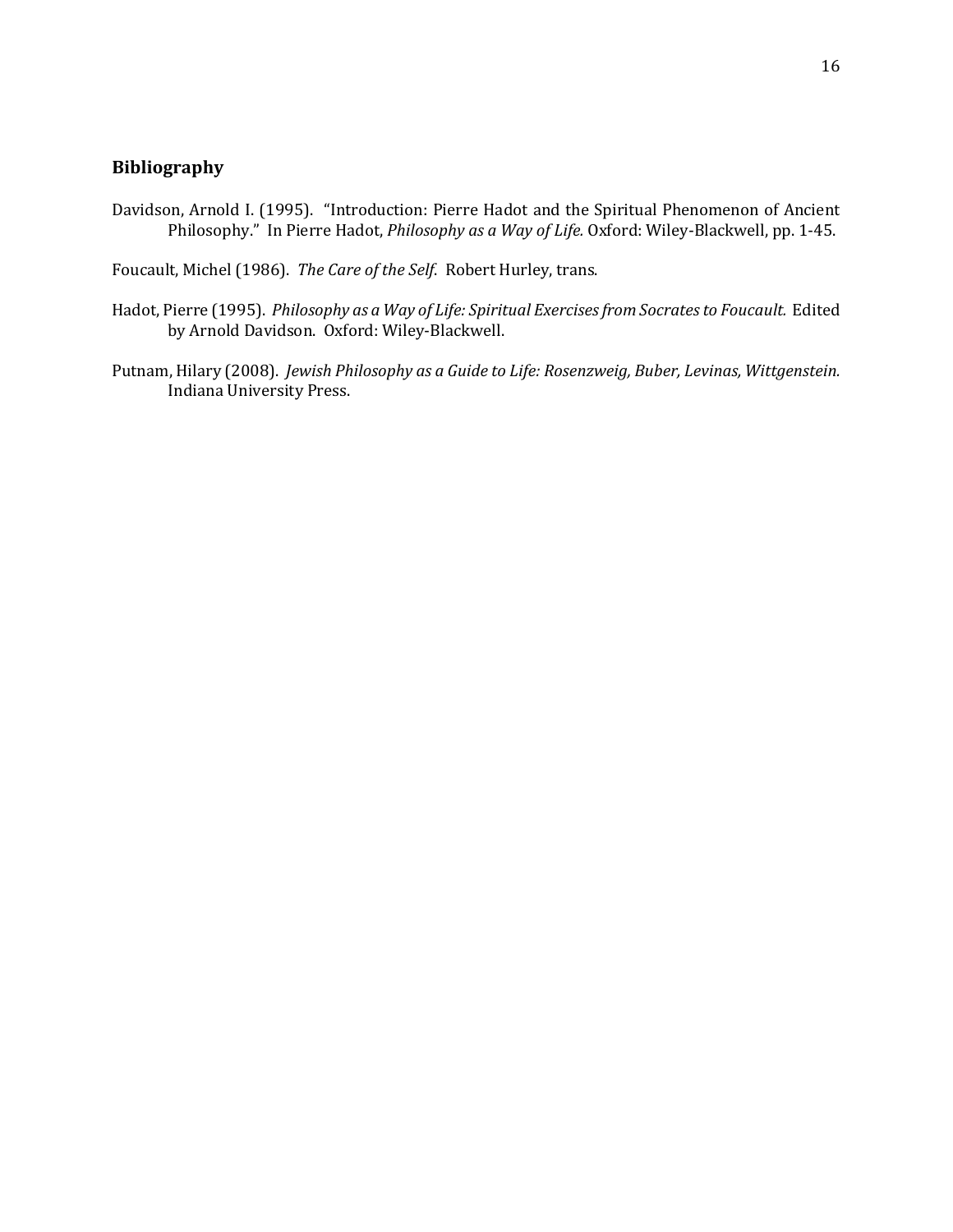## Bibliography

Davidson, Arnold I. (1995). "Introduction: Pierre Hadot and the Spiritual Phenomenon of Ancient Philosophy." In Pierre Hadot, *Philosophy as a Way of Life.* Oxford: Wiley-Blackwell, pp. 1-45.

Foucault, Michel (1986). *The Care of the Self.* Robert Hurley, trans.

Hadot, Pierre (1995). *Philosophy as a Way of Life: Spiritual Exercises from Socrates to Foucault.* Edited by Arnold Davidson. Oxford: Wiley-Blackwell.

Putnam, Hilary (2008). *Jewish Philosophy as a Guide to Life: Rosenzweig, Buber, Levinas, Wittgenstein.* Indiana University Press.